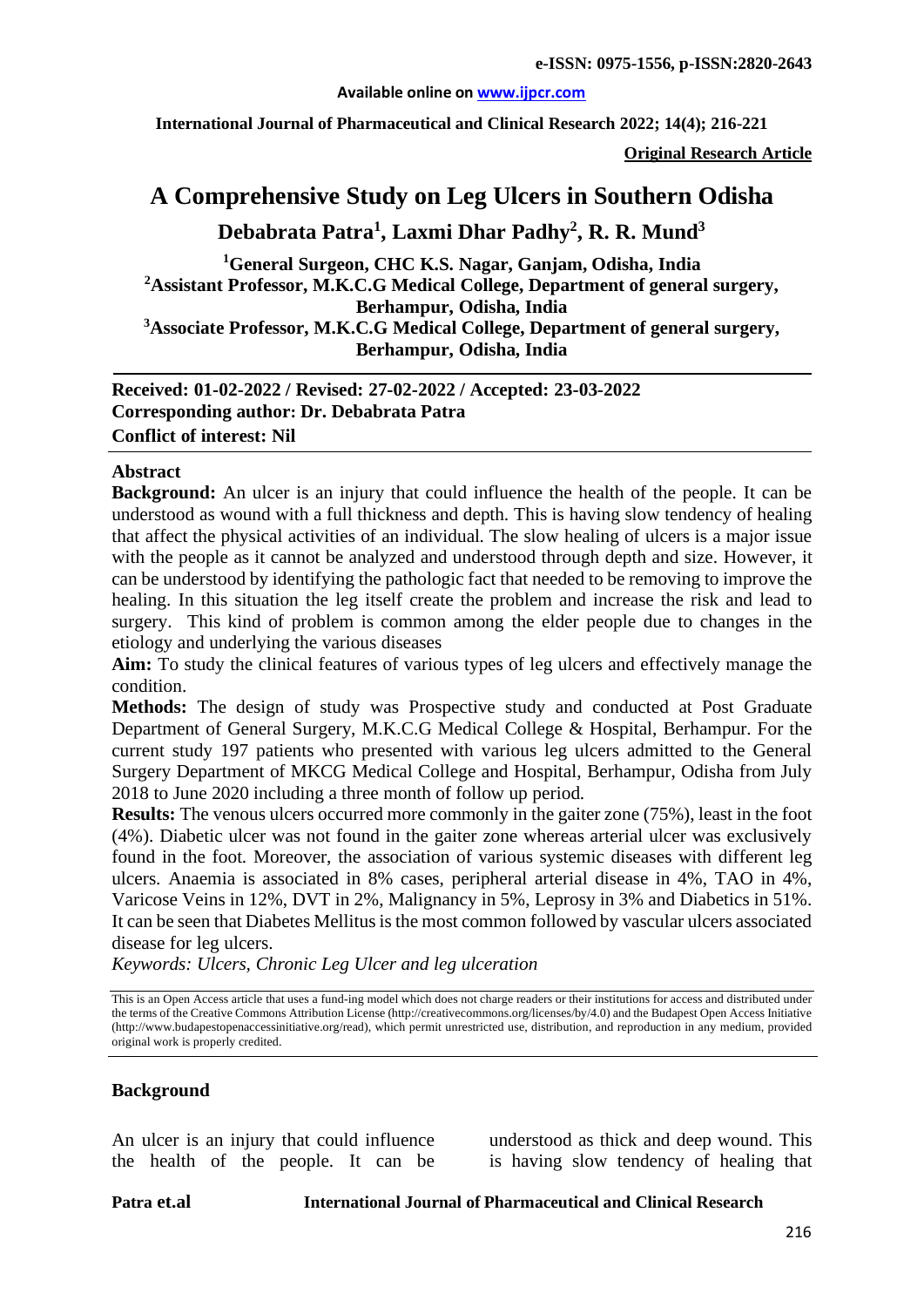**Original Research Article**

# A Comprehensive Study on Leg Ulcers in Southern Odisha

**Debabrata Patra[1], Laxmi Dhar Padhy[2], R. R. Mund[3]**

[1]General Surgeon, CHC K.S. Nagar, Ganjam, Odisha, India

[2]Assistant Professor, M.K.C.G Medical College, Department of general surgery, Berhampur, Odisha, India

[3]Associate Professor, M.K.C.G Medical College, Department of general surgery, Berhampur, Odisha, India

**Received: 01-02-2022 / Revised: 27-02-2022 / Accepted: 23-03-2022**
**Corresponding author: Dr. Debabrata Patra**
**Conflict of interest: Nil**

## Abstract

**Background:** An ulcer is an injury that could influence the health of the people. It can be understood as wound with a full thickness and depth. This is having slow tendency of healing that affect the physical activities of an individual. The slow healing of ulcers is a major issue with the people as it cannot be analyzed and understood through depth and size. However, it can be understood by identifying the pathologic fact that needed to be removing to improve the healing. In this situation the leg itself create the problem and increase the risk and lead to surgery. This kind of problem is common among the elder people due to changes in the etiology and underlying the various diseases

**Aim:** To study the clinical features of various types of leg ulcers and effectively manage the condition.

**Methods:** The design of study was Prospective study and conducted at Post Graduate Department of General Surgery, M.K.C.G Medical College & Hospital, Berhampur. For the current study 197 patients who presented with various leg ulcers admitted to the General Surgery Department of MKCG Medical College and Hospital, Berhampur, Odisha from July 2018 to June 2020 including a three month of follow up period.

**Results:** The venous ulcers occurred more commonly in the gaiter zone (75%), least in the foot (4%). Diabetic ulcer was not found in the gaiter zone whereas arterial ulcer was exclusively found in the foot. Moreover, the association of various systemic diseases with different leg ulcers. Anaemia is associated in 8% cases, peripheral arterial disease in 4%, TAO in 4%, Varicose Veins in 12%, DVT in 2%, Malignancy in 5%, Leprosy in 3% and Diabetics in 51%. It can be seen that Diabetes Mellitus is the most common followed by vascular ulcers associated disease for leg ulcers.

*Keywords: Ulcers, Chronic Leg Ulcer and leg ulceration*

This is an Open Access article that uses a fund-ing model which does not charge readers or their institutions for access and distributed under the terms of the Creative Commons Attribution License (http://creativecommons.org/licenses/by/4.0) and the Budapest Open Access Initiative (http://www.budapestopenaccessinitiative.org/read), which permit unrestricted use, distribution, and reproduction in any medium, provided original work is properly credited.

## Background

An ulcer is an injury that could influence the health of the people. It can be understood as thick and deep wound. This is having slow tendency of healing that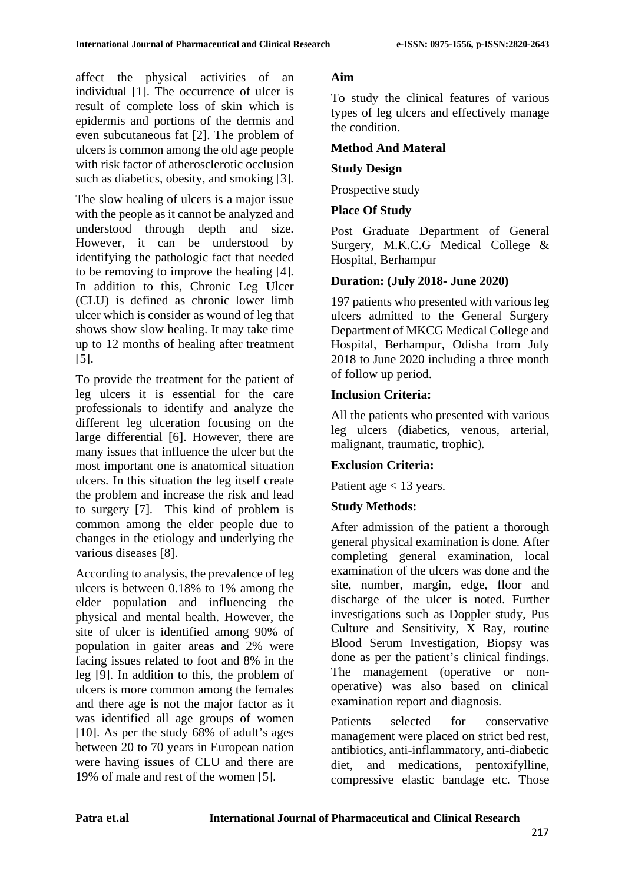affect the physical activities of an individual [1]. The occurrence of ulcer is result of complete loss of skin which is epidermis and portions of the dermis and even subcutaneous fat [2]. The problem of ulcers is common among the old age people with risk factor of atherosclerotic occlusion such as diabetics, obesity, and smoking [3].

The slow healing of ulcers is a major issue with the people as it cannot be analyzed and understood through depth and size. However, it can be understood by identifying the pathologic fact that needed to be removing to improve the healing [4]. In addition to this, Chronic Leg Ulcer (CLU) is defined as chronic lower limb ulcer which is consider as wound of leg that shows show slow healing. It may take time up to 12 months of healing after treatment [5].

To provide the treatment for the patient of leg ulcers it is essential for the care professionals to identify and analyze the different leg ulceration focusing on the large differential [6]. However, there are many issues that influence the ulcer but the most important one is anatomical situation ulcers. In this situation the leg itself create the problem and increase the risk and lead to surgery [7]. This kind of problem is common among the elder people due to changes in the etiology and underlying the various diseases [8].

According to analysis, the prevalence of leg ulcers is between 0.18% to 1% among the elder population and influencing the physical and mental health. However, the site of ulcer is identified among 90% of population in gaiter areas and 2% were facing issues related to foot and 8% in the leg [9]. In addition to this, the problem of ulcers is more common among the females and there age is not the major factor as it was identified all age groups of women [10]. As per the study 68% of adult's ages between 20 to 70 years in European nation were having issues of CLU and there are 19% of male and rest of the women [5].

## Aim

To study the clinical features of various types of leg ulcers and effectively manage the condition.

## Method And Materal

### Study Design

Prospective study

### Place Of Study

Post Graduate Department of General Surgery, M.K.C.G Medical College & Hospital, Berhampur

### Duration: (July 2018- June 2020)

197 patients who presented with various leg ulcers admitted to the General Surgery Department of MKCG Medical College and Hospital, Berhampur, Odisha from July 2018 to June 2020 including a three month of follow up period.

### Inclusion Criteria:

All the patients who presented with various leg ulcers (diabetics, venous, arterial, malignant, traumatic, trophic).

### Exclusion Criteria:

Patient age < 13 years.

### Study Methods:

After admission of the patient a thorough general physical examination is done. After completing general examination, local examination of the ulcers was done and the site, number, margin, edge, floor and discharge of the ulcer is noted. Further investigations such as Doppler study, Pus Culture and Sensitivity, X Ray, routine Blood Serum Investigation, Biopsy was done as per the patient's clinical findings. The management (operative or non-operative) was also based on clinical examination report and diagnosis.

Patients selected for conservative management were placed on strict bed rest, antibiotics, anti-inflammatory, anti-diabetic diet, and medications, pentoxifylline, compressive elastic bandage etc. Those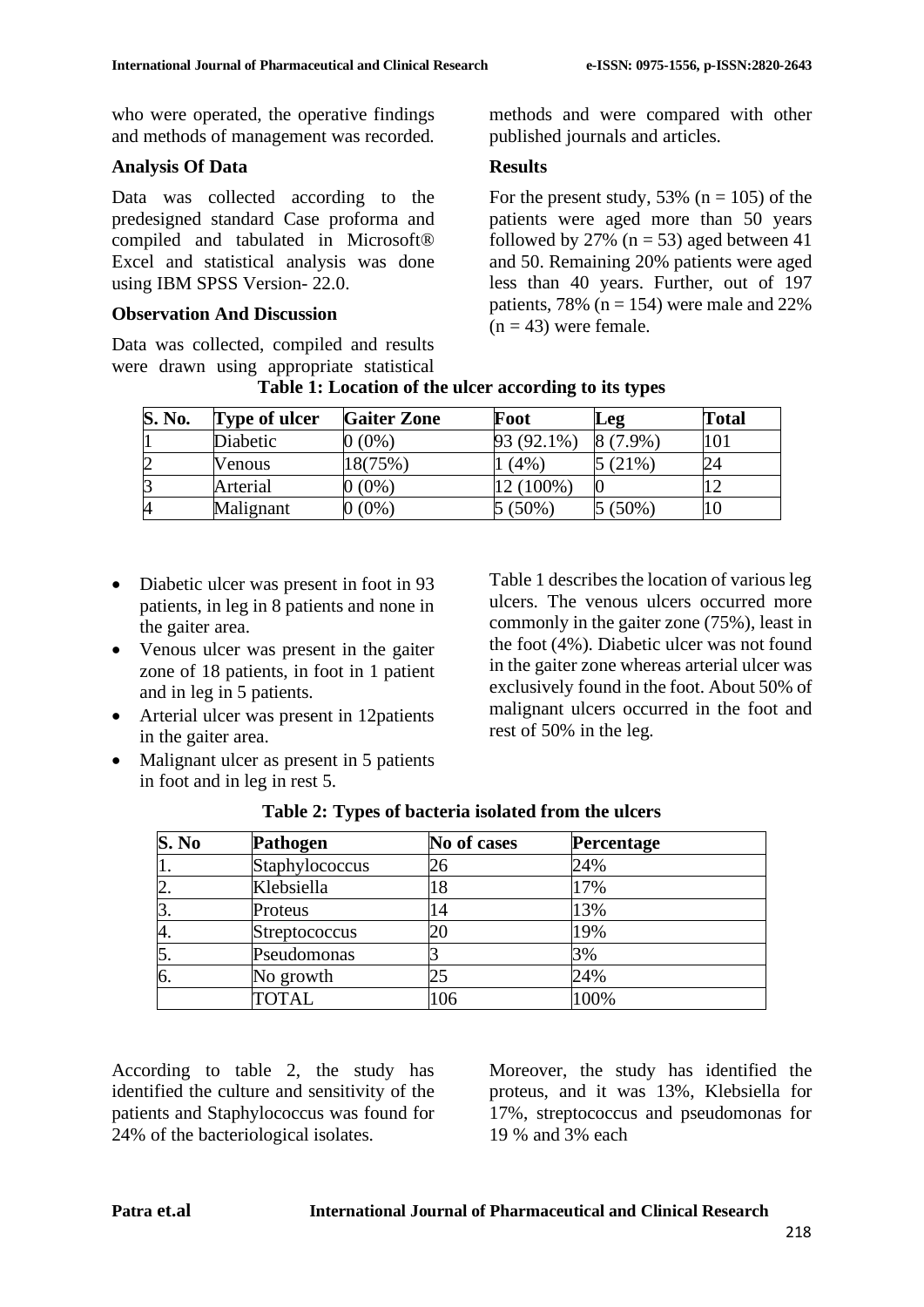who were operated, the operative findings and methods of management was recorded.

### Analysis Of Data

Data was collected according to the predesigned standard Case proforma and compiled and tabulated in Microsoft® Excel and statistical analysis was done using IBM SPSS Version- 22.0.

### Observation And Discussion

Data was collected, compiled and results were drawn using appropriate statistical methods and were compared with other published journals and articles.

### Results

For the present study, 53% (n = 105) of the patients were aged more than 50 years followed by 27% (n = 53) aged between 41 and 50. Remaining 20% patients were aged less than 40 years. Further, out of 197 patients, 78% (n = 154) were male and 22% (n = 43) were female.

**Table 1: Location of the ulcer according to its types**

| S. No. | Type of ulcer | Gaiter Zone | Foot | Leg | Total |
|---|---|---|---|---|---|
| 1 | Diabetic | 0 (0%) | 93 (92.1%) | 8 (7.9%) | 101 |
| 2 | Venous | 18(75%) | 1 (4%) | 5 (21%) | 24 |
| 3 | Arterial | 0 (0%) | 12 (100%) | 0 | 12 |
| 4 | Malignant | 0 (0%) | 5 (50%) | 5 (50%) | 10 |

- Diabetic ulcer was present in foot in 93 patients, in leg in 8 patients and none in the gaiter area.
- Venous ulcer was present in the gaiter zone of 18 patients, in foot in 1 patient and in leg in 5 patients.
- Arterial ulcer was present in 12patients in the gaiter area.
- Malignant ulcer as present in 5 patients in foot and in leg in rest 5.

Table 1 describes the location of various leg ulcers. The venous ulcers occurred more commonly in the gaiter zone (75%), least in the foot (4%). Diabetic ulcer was not found in the gaiter zone whereas arterial ulcer was exclusively found in the foot. About 50% of malignant ulcers occurred in the foot and rest of 50% in the leg.

**Table 2: Types of bacteria isolated from the ulcers**

| S. No | Pathogen | No of cases | Percentage |
|---|---|---|---|
| 1. | Staphylococcus | 26 | 24% |
| 2. | Klebsiella | 18 | 17% |
| 3. | Proteus | 14 | 13% |
| 4. | Streptococcus | 20 | 19% |
| 5. | Pseudomonas | 3 | 3% |
| 6. | No growth | 25 | 24% |
| | TOTAL | 106 | 100% |

According to table 2, the study has identified the culture and sensitivity of the patients and Staphylococcus was found for 24% of the bacteriological isolates.

Moreover, the study has identified the proteus, and it was 13%, Klebsiella for 17%, streptococcus and pseudomonas for 19 % and 3% each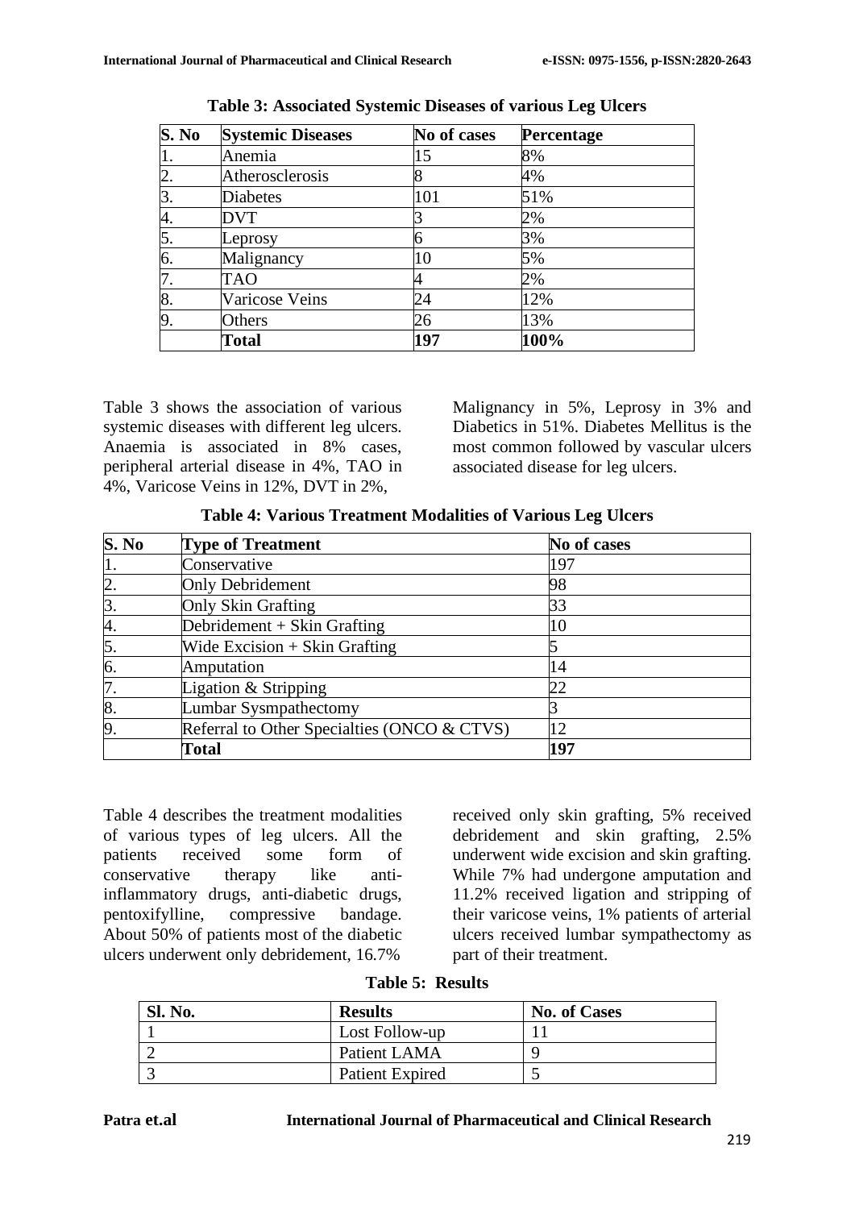**Table 3: Associated Systemic Diseases of various Leg Ulcers**

| S. No | Systemic Diseases | No of cases | Percentage |
|---|---|---|---|
| 1. | Anemia | 15 | 8% |
| 2. | Atherosclerosis | 8 | 4% |
| 3. | Diabetes | 101 | 51% |
| 4. | DVT | 3 | 2% |
| 5. | Leprosy | 6 | 3% |
| 6. | Malignancy | 10 | 5% |
| 7. | TAO | 4 | 2% |
| 8. | Varicose Veins | 24 | 12% |
| 9. | Others | 26 | 13% |
| | **Total** | **197** | **100%** |

Table 3 shows the association of various systemic diseases with different leg ulcers. Anaemia is associated in 8% cases, peripheral arterial disease in 4%, TAO in 4%, Varicose Veins in 12%, DVT in 2%, Malignancy in 5%, Leprosy in 3% and Diabetics in 51%. Diabetes Mellitus is the most common followed by vascular ulcers associated disease for leg ulcers.

**Table 4: Various Treatment Modalities of Various Leg Ulcers**

| S. No | Type of Treatment | No of cases |
|---|---|---|
| 1. | Conservative | 197 |
| 2. | Only Debridement | 98 |
| 3. | Only Skin Grafting | 33 |
| 4. | Debridement + Skin Grafting | 10 |
| 5. | Wide Excision + Skin Grafting | 5 |
| 6. | Amputation | 14 |
| 7. | Ligation & Stripping | 22 |
| 8. | Lumbar Sysmpathectomy | 3 |
| 9. | Referral to Other Specialties (ONCO & CTVS) | 12 |
| | **Total** | **197** |

Table 4 describes the treatment modalities of various types of leg ulcers. All the patients received some form of conservative therapy like anti-inflammatory drugs, anti-diabetic drugs, pentoxifylline, compressive bandage. About 50% of patients most of the diabetic ulcers underwent only debridement, 16.7% received only skin grafting, 5% received debridement and skin grafting, 2.5% underwent wide excision and skin grafting. While 7% had undergone amputation and 11.2% received ligation and stripping of their varicose veins, 1% patients of arterial ulcers received lumbar sympathectomy as part of their treatment.

**Table 5: Results**

| Sl. No. | Results | No. of Cases |
|---|---|---|
| 1 | Lost Follow-up | 11 |
| 2 | Patient LAMA | 9 |
| 3 | Patient Expired | 5 |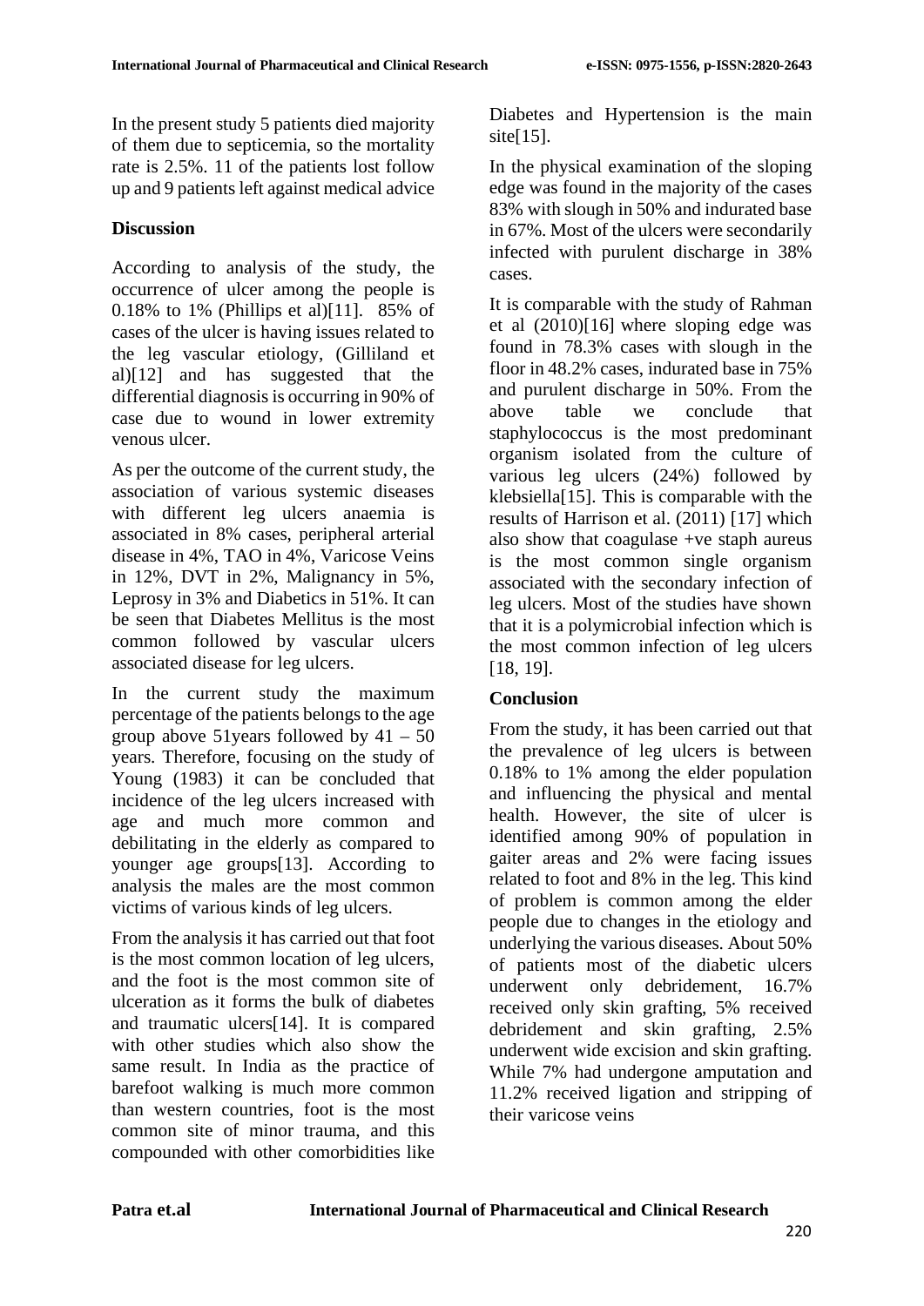In the present study 5 patients died majority of them due to septicemia, so the mortality rate is 2.5%. 11 of the patients lost follow up and 9 patients left against medical advice

## Discussion

According to analysis of the study, the occurrence of ulcer among the people is 0.18% to 1% (Phillips et al)[11]. 85% of cases of the ulcer is having issues related to the leg vascular etiology, (Gilliland et al)[12] and has suggested that the differential diagnosis is occurring in 90% of case due to wound in lower extremity venous ulcer.

As per the outcome of the current study, the association of various systemic diseases with different leg ulcers anaemia is associated in 8% cases, peripheral arterial disease in 4%, TAO in 4%, Varicose Veins in 12%, DVT in 2%, Malignancy in 5%, Leprosy in 3% and Diabetics in 51%. It can be seen that Diabetes Mellitus is the most common followed by vascular ulcers associated disease for leg ulcers.

In the current study the maximum percentage of the patients belongs to the age group above 51years followed by 41 – 50 years. Therefore, focusing on the study of Young (1983) it can be concluded that incidence of the leg ulcers increased with age and much more common and debilitating in the elderly as compared to younger age groups[13]. According to analysis the males are the most common victims of various kinds of leg ulcers.

From the analysis it has carried out that foot is the most common location of leg ulcers, and the foot is the most common site of ulceration as it forms the bulk of diabetes and traumatic ulcers[14]. It is compared with other studies which also show the same result. In India as the practice of barefoot walking is much more common than western countries, foot is the most common site of minor trauma, and this compounded with other comorbidities like Diabetes and Hypertension is the main site[15].

In the physical examination of the sloping edge was found in the majority of the cases 83% with slough in 50% and indurated base in 67%. Most of the ulcers were secondarily infected with purulent discharge in 38% cases.

It is comparable with the study of Rahman et al (2010)[16] where sloping edge was found in 78.3% cases with slough in the floor in 48.2% cases, indurated base in 75% and purulent discharge in 50%. From the above table we conclude that staphylococcus is the most predominant organism isolated from the culture of various leg ulcers (24%) followed by klebsiella[15]. This is comparable with the results of Harrison et al. (2011) [17] which also show that coagulase +ve staph aureus is the most common single organism associated with the secondary infection of leg ulcers. Most of the studies have shown that it is a polymicrobial infection which is the most common infection of leg ulcers [18, 19].

## Conclusion

From the study, it has been carried out that the prevalence of leg ulcers is between 0.18% to 1% among the elder population and influencing the physical and mental health. However, the site of ulcer is identified among 90% of population in gaiter areas and 2% were facing issues related to foot and 8% in the leg. This kind of problem is common among the elder people due to changes in the etiology and underlying the various diseases. About 50% of patients most of the diabetic ulcers underwent only debridement, 16.7% received only skin grafting, 5% received debridement and skin grafting, 2.5% underwent wide excision and skin grafting. While 7% had undergone amputation and 11.2% received ligation and stripping of their varicose veins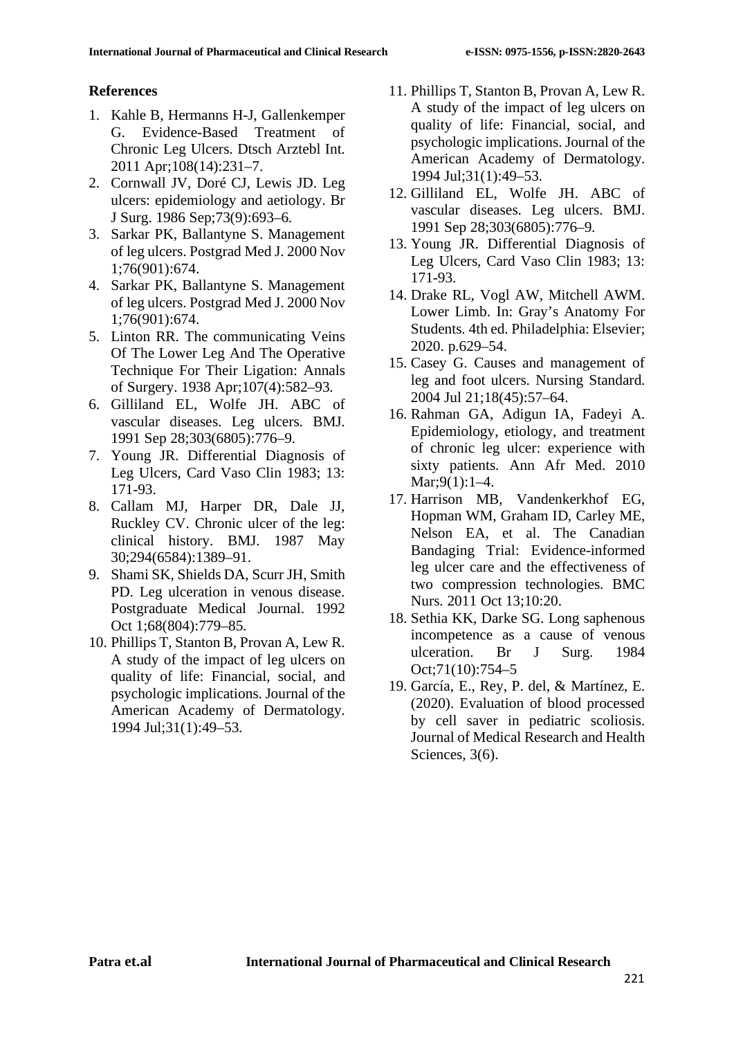## References

1. Kahle B, Hermanns H-J, Gallenkemper G. Evidence-Based Treatment of Chronic Leg Ulcers. Dtsch Arztebl Int. 2011 Apr;108(14):231–7.
2. Cornwall JV, Doré CJ, Lewis JD. Leg ulcers: epidemiology and aetiology. Br J Surg. 1986 Sep;73(9):693–6.
3. Sarkar PK, Ballantyne S. Management of leg ulcers. Postgrad Med J. 2000 Nov 1;76(901):674.
4. Sarkar PK, Ballantyne S. Management of leg ulcers. Postgrad Med J. 2000 Nov 1;76(901):674.
5. Linton RR. The communicating Veins Of The Lower Leg And The Operative Technique For Their Ligation: Annals of Surgery. 1938 Apr;107(4):582–93.
6. Gilliland EL, Wolfe JH. ABC of vascular diseases. Leg ulcers. BMJ. 1991 Sep 28;303(6805):776–9.
7. Young JR. Differential Diagnosis of Leg Ulcers, Card Vaso Clin 1983; 13: 171-93.
8. Callam MJ, Harper DR, Dale JJ, Ruckley CV. Chronic ulcer of the leg: clinical history. BMJ. 1987 May 30;294(6584):1389–91.
9. Shami SK, Shields DA, Scurr JH, Smith PD. Leg ulceration in venous disease. Postgraduate Medical Journal. 1992 Oct 1;68(804):779–85.
10. Phillips T, Stanton B, Provan A, Lew R. A study of the impact of leg ulcers on quality of life: Financial, social, and psychologic implications. Journal of the American Academy of Dermatology. 1994 Jul;31(1):49–53.
11. Phillips T, Stanton B, Provan A, Lew R. A study of the impact of leg ulcers on quality of life: Financial, social, and psychologic implications. Journal of the American Academy of Dermatology. 1994 Jul;31(1):49–53.
12. Gilliland EL, Wolfe JH. ABC of vascular diseases. Leg ulcers. BMJ. 1991 Sep 28;303(6805):776–9.
13. Young JR. Differential Diagnosis of Leg Ulcers, Card Vaso Clin 1983; 13: 171-93.
14. Drake RL, Vogl AW, Mitchell AWM. Lower Limb. In: Gray's Anatomy For Students. 4th ed. Philadelphia: Elsevier; 2020. p.629–54.
15. Casey G. Causes and management of leg and foot ulcers. Nursing Standard. 2004 Jul 21;18(45):57–64.
16. Rahman GA, Adigun IA, Fadeyi A. Epidemiology, etiology, and treatment of chronic leg ulcer: experience with sixty patients. Ann Afr Med. 2010 Mar;9(1):1–4.
17. Harrison MB, Vandenkerkhof EG, Hopman WM, Graham ID, Carley ME, Nelson EA, et al. The Canadian Bandaging Trial: Evidence-informed leg ulcer care and the effectiveness of two compression technologies. BMC Nurs. 2011 Oct 13;10:20.
18. Sethia KK, Darke SG. Long saphenous incompetence as a cause of venous ulceration. Br J Surg. 1984 Oct;71(10):754–5
19. García, E., Rey, P. del, & Martínez, E. (2020). Evaluation of blood processed by cell saver in pediatric scoliosis. Journal of Medical Research and Health Sciences, 3(6).